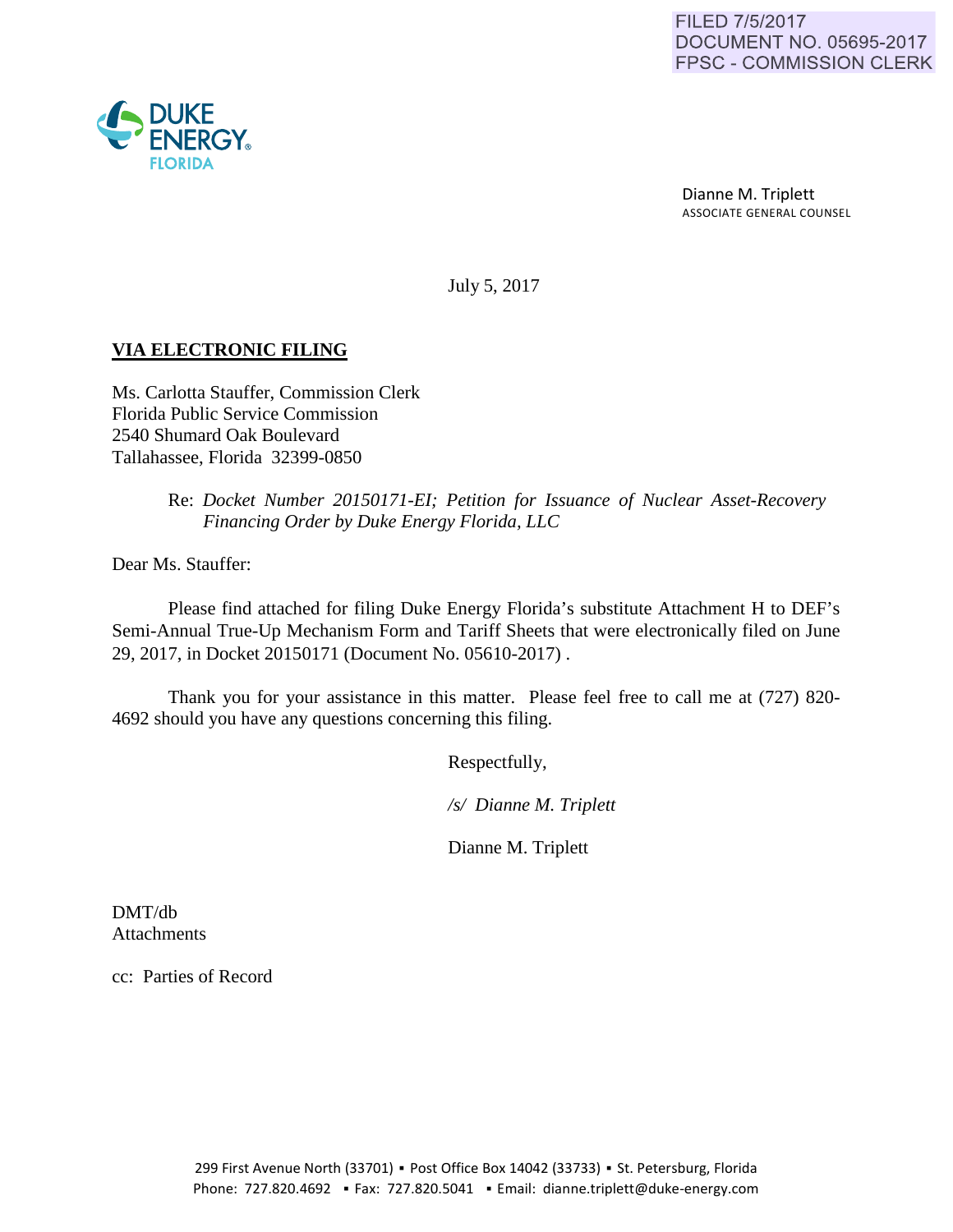FILED 7/5/2017
DOCUMENT NO. 05695-2017
FPSC - COMMISSION CLERK

DUKE ENERGY FLORIDA

Dianne M. Triplett
ASSOCIATE GENERAL COUNSEL

July 5, 2017

**VIA ELECTRONIC FILING**

Ms. Carlotta Stauffer, Commission Clerk
Florida Public Service Commission
2540 Shumard Oak Boulevard
Tallahassee, Florida 32399-0850

Re: *Docket Number 20150171-EI; Petition for Issuance of Nuclear Asset-Recovery Financing Order by Duke Energy Florida, LLC*

Dear Ms. Stauffer:

Please find attached for filing Duke Energy Florida's substitute Attachment H to DEF's Semi-Annual True-Up Mechanism Form and Tariff Sheets that were electronically filed on June 29, 2017, in Docket 20150171 (Document No. 05610-2017) .

Thank you for your assistance in this matter. Please feel free to call me at (727) 820-4692 should you have any questions concerning this filing.

Respectfully,

*/s/ Dianne M. Triplett*

Dianne M. Triplett

DMT/db
Attachments

cc: Parties of Record

299 First Avenue North (33701) ▪ Post Office Box 14042 (33733) ▪ St. Petersburg, Florida
Phone: 727.820.4692 ▪ Fax: 727.820.5041 ▪ Email: dianne.triplett@duke-energy.com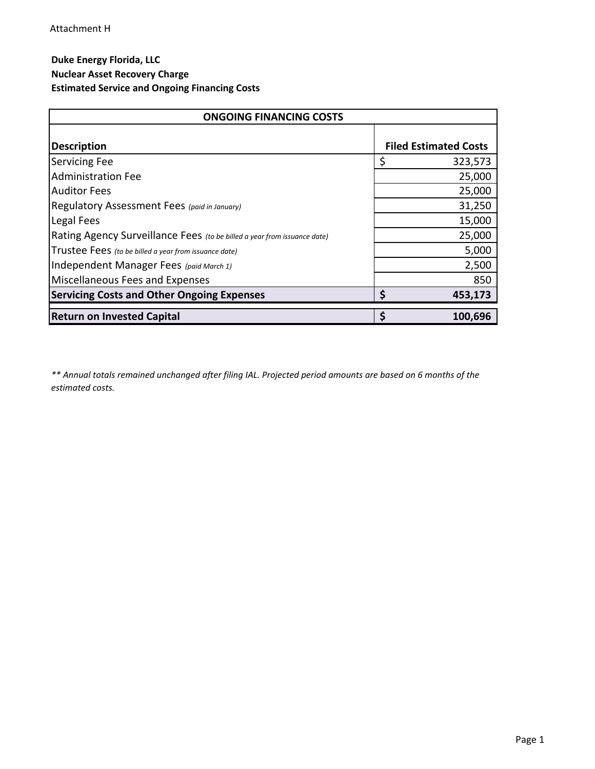Attachment H

**Duke Energy Florida, LLC**
**Nuclear Asset Recovery Charge**
**Estimated Service and Ongoing Financing Costs**

| **ONGOING FINANCING COSTS** | |
|---|---|
| **Description** | **Filed Estimated Costs** |
| Servicing Fee | $ 323,573 |
| Administration Fee | 25,000 |
| Auditor Fees | 25,000 |
| Regulatory Assessment Fees *(paid in January)* | 31,250 |
| Legal Fees | 15,000 |
| Rating Agency Surveillance Fees *(to be billed a year from issuance date)* | 25,000 |
| Trustee Fees *(to be billed a year from issuance date)* | 5,000 |
| Independent Manager Fees *(paid March 1)* | 2,500 |
| Miscellaneous Fees and Expenses | 850 |
| **Servicing Costs and Other Ongoing Expenses** | **$ 453,173** |
| **Return on Invested Capital** | **$ 100,696** |

*** Annual totals remained unchanged after filing IAL. Projected period amounts are based on 6 months of the estimated costs.*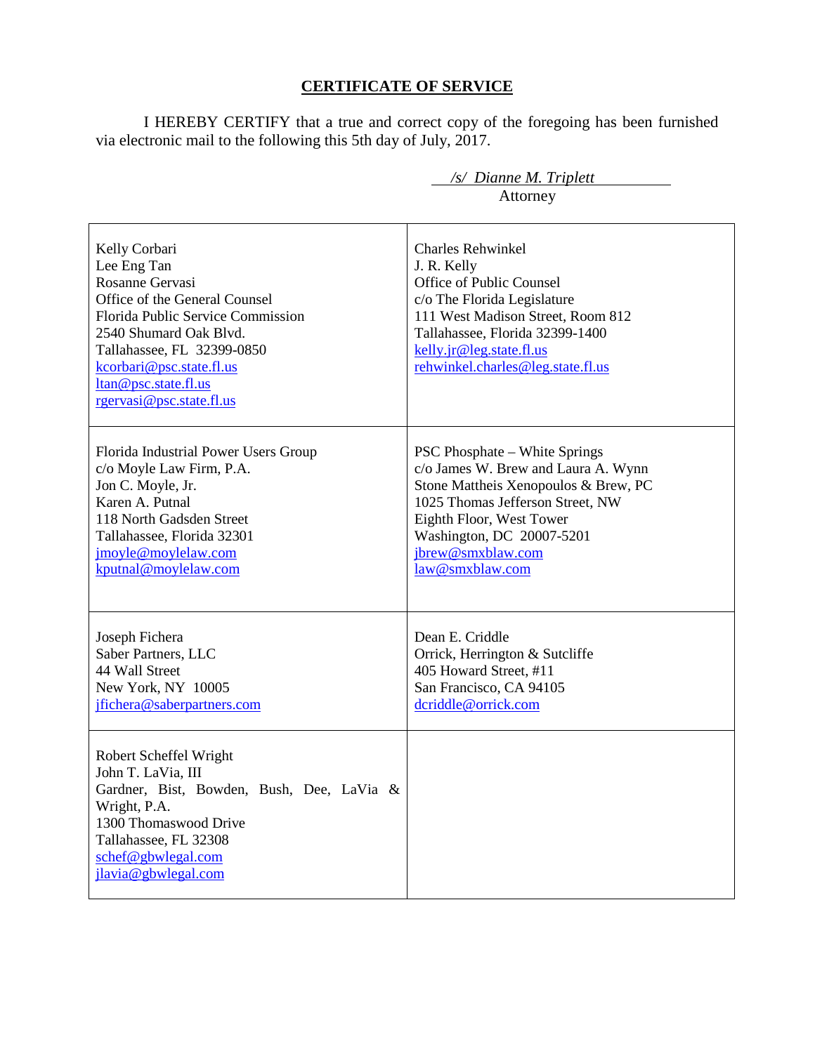## CERTIFICATE OF SERVICE

I HEREBY CERTIFY that a true and correct copy of the foregoing has been furnished via electronic mail to the following this 5th day of July, 2017.

*/s/ Dianne M. Triplett*
Attorney

| | |
|---|---|
| Kelly Corbari<br>Lee Eng Tan<br>Rosanne Gervasi<br>Office of the General Counsel<br>Florida Public Service Commission<br>2540 Shumard Oak Blvd.<br>Tallahassee, FL 32399-0850<br>kcorbari@psc.state.fl.us<br>ltan@psc.state.fl.us<br>rgervasi@psc.state.fl.us | Charles Rehwinkel<br>J. R. Kelly<br>Office of Public Counsel<br>c/o The Florida Legislature<br>111 West Madison Street, Room 812<br>Tallahassee, Florida 32399-1400<br>kelly.jr@leg.state.fl.us<br>rehwinkel.charles@leg.state.fl.us |
| Florida Industrial Power Users Group<br>c/o Moyle Law Firm, P.A.<br>Jon C. Moyle, Jr.<br>Karen A. Putnal<br>118 North Gadsden Street<br>Tallahassee, Florida 32301<br>jmoyle@moylelaw.com<br>kputnal@moylelaw.com | PSC Phosphate – White Springs<br>c/o James W. Brew and Laura A. Wynn<br>Stone Mattheis Xenopoulos & Brew, PC<br>1025 Thomas Jefferson Street, NW<br>Eighth Floor, West Tower<br>Washington, DC 20007-5201<br>jbrew@smxblaw.com<br>law@smxblaw.com |
| Joseph Fichera<br>Saber Partners, LLC<br>44 Wall Street<br>New York, NY 10005<br>jfichera@saberpartners.com | Dean E. Criddle<br>Orrick, Herrington & Sutcliffe<br>405 Howard Street, #11<br>San Francisco, CA 94105<br>dcriddle@orrick.com |
| Robert Scheffel Wright<br>John T. LaVia, III<br>Gardner, Bist, Bowden, Bush, Dee, LaVia & Wright, P.A.<br>1300 Thomaswood Drive<br>Tallahassee, FL 32308<br>schef@gbwlegal.com<br>jlavia@gbwlegal.com | |